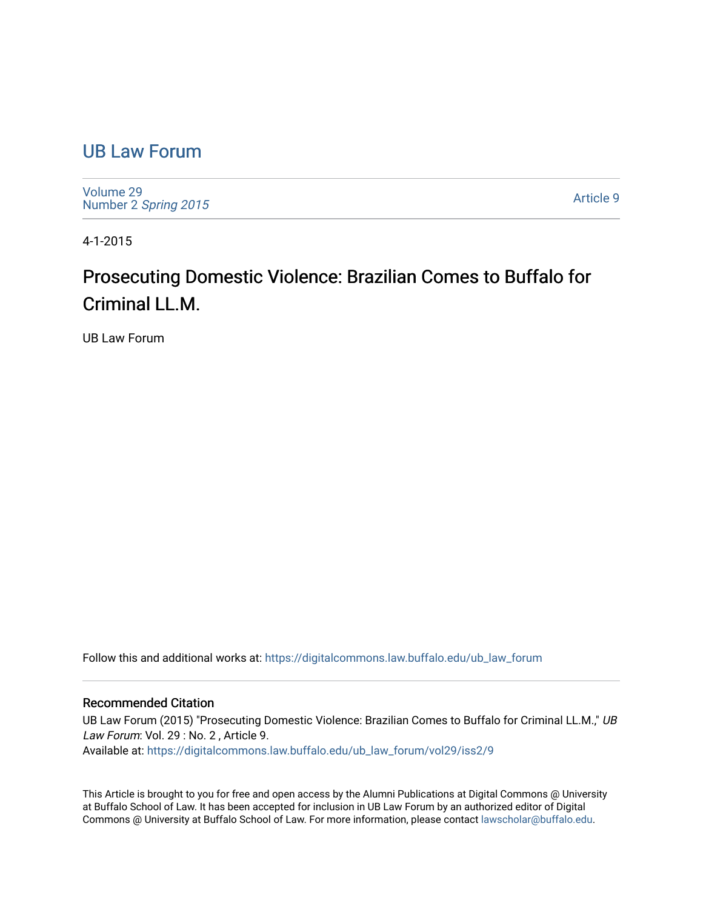# UB Law Forum

Volume 29
Number 2 *Spring 2015*

Article 9

4-1-2015

## Prosecuting Domestic Violence: Brazilian Comes to Buffalo for Criminal LL.M.

UB Law Forum

Follow this and additional works at: https://digitalcommons.law.buffalo.edu/ub_law_forum

### Recommended Citation

UB Law Forum (2015) "Prosecuting Domestic Violence: Brazilian Comes to Buffalo for Criminal LL.M.," *UB Law Forum*: Vol. 29 : No. 2 , Article 9.
Available at: https://digitalcommons.law.buffalo.edu/ub_law_forum/vol29/iss2/9

This Article is brought to you for free and open access by the Alumni Publications at Digital Commons @ University at Buffalo School of Law. It has been accepted for inclusion in UB Law Forum by an authorized editor of Digital Commons @ University at Buffalo School of Law. For more information, please contact lawscholar@buffalo.edu.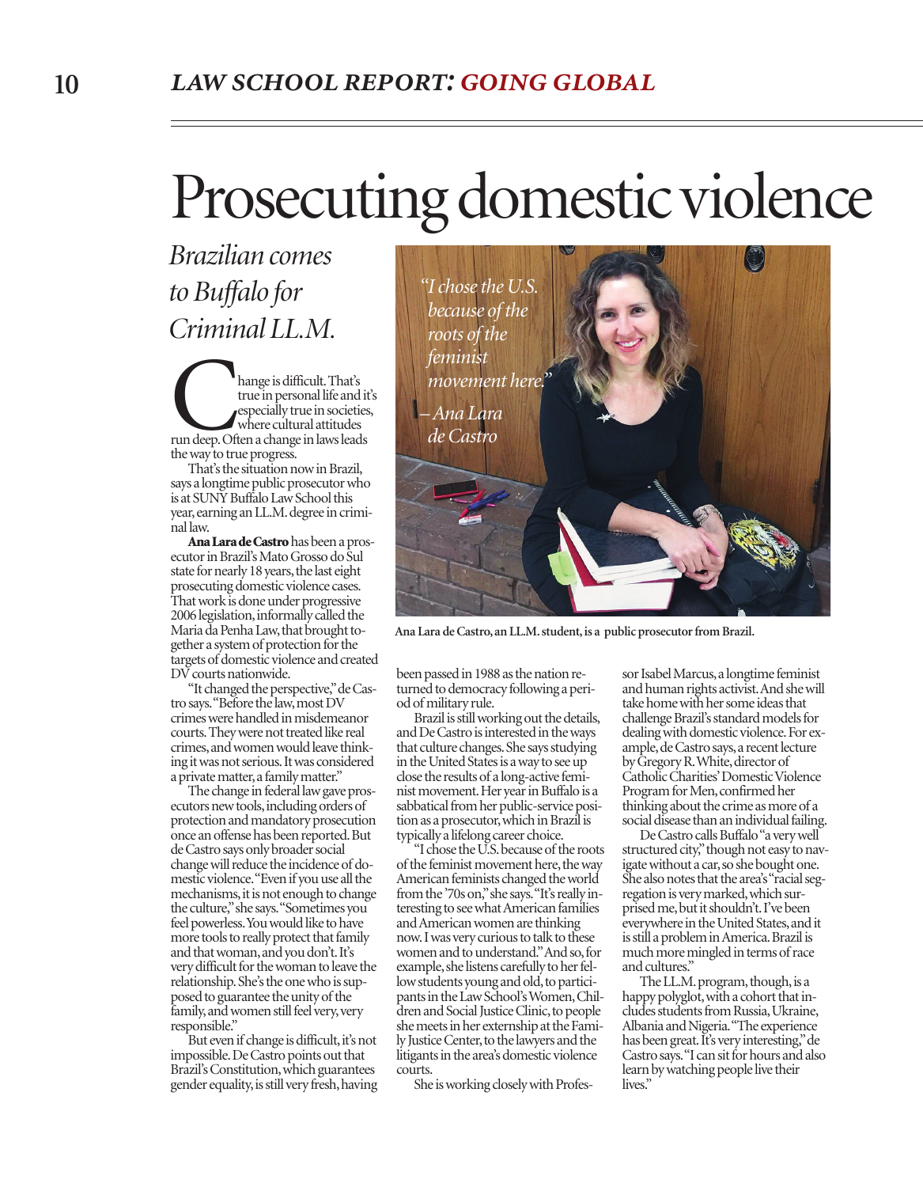# Prosecuting domestic violence

*Brazilian comes to Buffalo for Criminal LL.M.*

Change is difficult. That's true in personal life and it's especially true in societies, where cultural attitudes run deep. Often a change in laws leads the way to true progress.

That's the situation now in Brazil, says a longtime public prosecutor who is at SUNY Buffalo Law School this year, earning an LL.M. degree in criminal law.

**Ana Lara de Castro** has been a prosecutor in Brazil's Mato Grosso do Sul state for nearly 18 years, the last eight prosecuting domestic violence cases. That work is done under progressive 2006 legislation, informally called the Maria da Penha Law, that brought together a system of protection for the targets of domestic violence and created DV courts nationwide.

"It changed the perspective," de Castro says. "Before the law, most DV crimes were handled in misdemeanor courts. They were not treated like real crimes, and women would leave thinking it was not serious. It was considered a private matter, a family matter."

The change in federal law gave prosecutors new tools, including orders of protection and mandatory prosecution once an offense has been reported. But de Castro says only broader social change will reduce the incidence of domestic violence. "Even if you use all the mechanisms, it is not enough to change the culture," she says. "Sometimes you feel powerless. You would like to have more tools to really protect that family and that woman, and you don't. It's very difficult for the woman to leave the relationship. She's the one who is supposed to guarantee the unity of the family, and women still feel very, very responsible."

But even if change is difficult, it's not impossible. De Castro points out that Brazil's Constitution, which guarantees gender equality, is still very fresh, having been passed in 1988 as the nation returned to democracy following a period of military rule.

Brazil is still working out the details, and De Castro is interested in the ways that culture changes. She says studying in the United States is a way to see up close the results of a long-active feminist movement. Her year in Buffalo is a sabbatical from her public-service position as a prosecutor, which in Brazil is typically a lifelong career choice.

*"I chose the U.S. because of the roots of the feminist movement here."*
*– Ana Lara de Castro*

Ana Lara de Castro, an LL.M. student, is a public prosecutor from Brazil.

"I chose the U.S. because of the roots of the feminist movement here, the way American feminists changed the world from the '70s on," she says. "It's really interesting to see what American families and American women are thinking now. I was very curious to talk to these women and to understand." And so, for example, she listens carefully to her fellow students young and old, to participants in the Law School's Women, Children and Social Justice Clinic, to people she meets in her externship at the Family Justice Center, to the lawyers and the litigants in the area's domestic violence courts.

She is working closely with Professor Isabel Marcus, a longtime feminist and human rights activist. And she will take home with her some ideas that challenge Brazil's standard models for dealing with domestic violence. For example, de Castro says, a recent lecture by Gregory R. White, director of Catholic Charities' Domestic Violence Program for Men, confirmed her thinking about the crime as more of a social disease than an individual failing.

De Castro calls Buffalo "a very well structured city," though not easy to navigate without a car, so she bought one. She also notes that the area's "racial segregation is very marked, which surprised me, but it shouldn't. I've been everywhere in the United States, and it is still a problem in America. Brazil is much more mingled in terms of race and cultures."

The LL.M. program, though, is a happy polyglot, with a cohort that includes students from Russia, Ukraine, Albania and Nigeria. "The experience has been great. It's very interesting," de Castro says. "I can sit for hours and also learn by watching people live their lives."